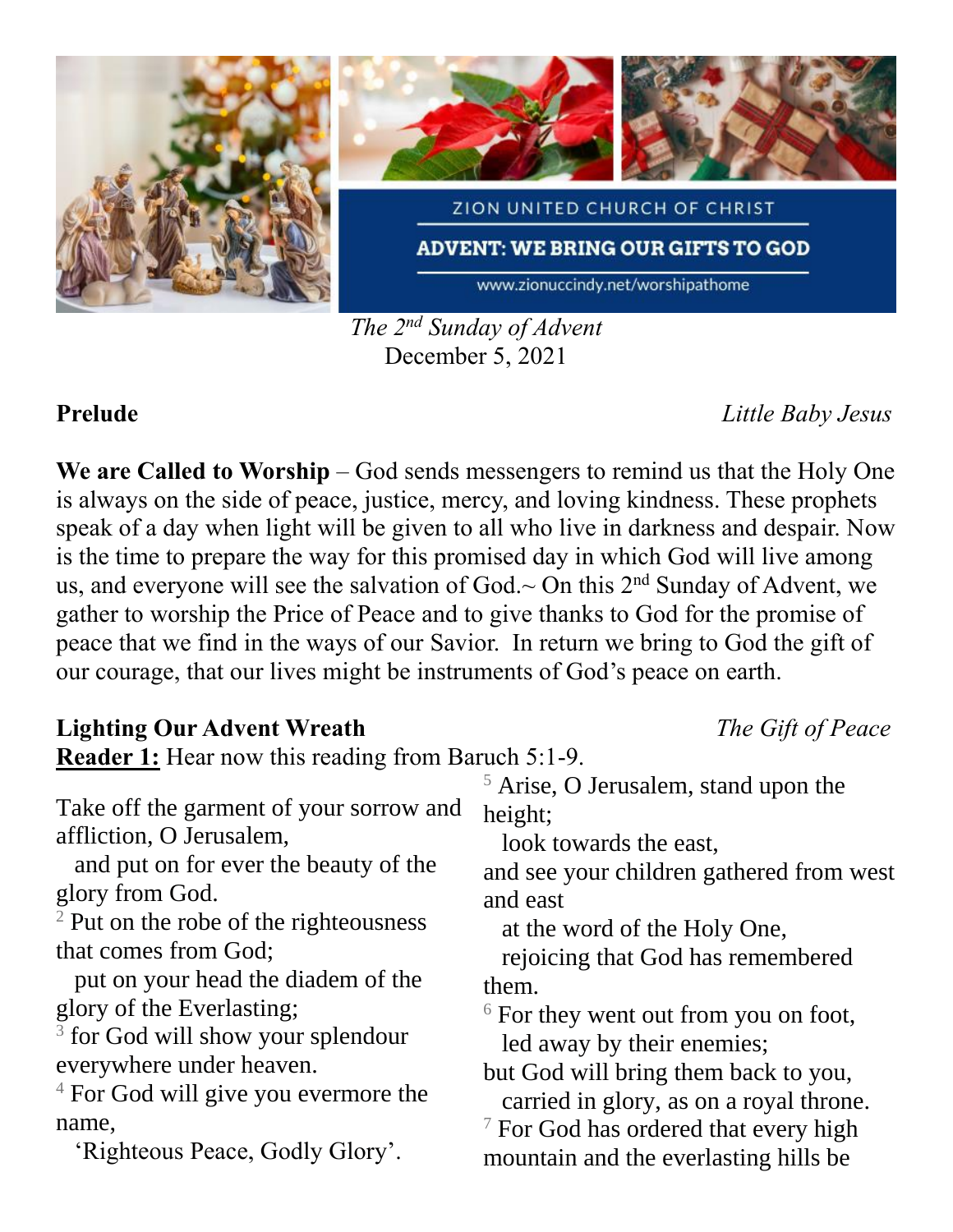ZION UNITED CHURCH OF CHRIST

ADVENT: WE BRING OUR GIFTS TO GOD

www.zionuccindy.net/worshipathome

*The 2nd Sunday of Advent*
December 5, 2021

**Prelude** *Little Baby Jesus*

**We are Called to Worship** – God sends messengers to remind us that the Holy One is always on the side of peace, justice, mercy, and loving kindness. These prophets speak of a day when light will be given to all who live in darkness and despair. Now is the time to prepare the way for this promised day in which God will live among us, and everyone will see the salvation of God.~ On this 2nd Sunday of Advent, we gather to worship the Price of Peace and to give thanks to God for the promise of peace that we find in the ways of our Savior. In return we bring to God the gift of our courage, that our lives might be instruments of God's peace on earth.

**Lighting Our Advent Wreath** *The Gift of Peace*

**Reader 1:** Hear now this reading from Baruch 5:1-9.

Take off the garment of your sorrow and affliction, O Jerusalem,
and put on for ever the beauty of the glory from God.
[2] Put on the robe of the righteousness that comes from God;
put on your head the diadem of the glory of the Everlasting;
[3] for God will show your splendour everywhere under heaven.
[4] For God will give you evermore the name,
'Righteous Peace, Godly Glory'.
[5] Arise, O Jerusalem, stand upon the height;
look towards the east,
and see your children gathered from west and east
at the word of the Holy One,
rejoicing that God has remembered them.
[6] For they went out from you on foot,
led away by their enemies;
but God will bring them back to you,
carried in glory, as on a royal throne.
[7] For God has ordered that every high mountain and the everlasting hills be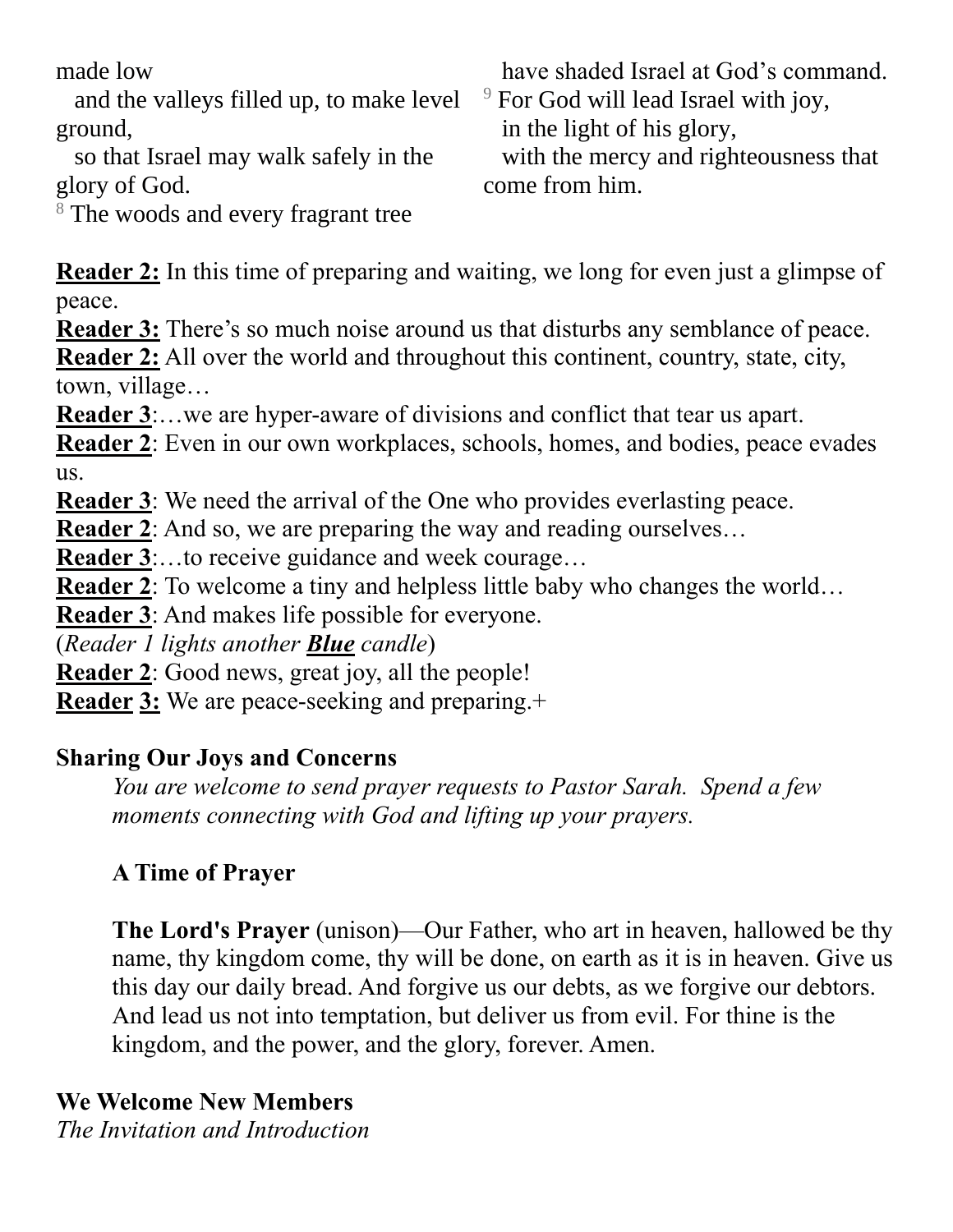made low
  and the valleys filled up, to make level ground,
  so that Israel may walk safely in the glory of God.
[8] The woods and every fragrant tree
  have shaded Israel at God's command.
[9] For God will lead Israel with joy,
  in the light of his glory,
  with the mercy and righteousness that come from him.

**Reader 2:** In this time of preparing and waiting, we long for even just a glimpse of peace.
**Reader 3:** There's so much noise around us that disturbs any semblance of peace.
**Reader 2:** All over the world and throughout this continent, country, state, city, town, village…
**Reader 3**:…we are hyper-aware of divisions and conflict that tear us apart.
**Reader 2**: Even in our own workplaces, schools, homes, and bodies, peace evades us.
**Reader 3**: We need the arrival of the One who provides everlasting peace.
**Reader 2**: And so, we are preparing the way and reading ourselves…
**Reader 3**:…to receive guidance and week courage…
**Reader 2**: To welcome a tiny and helpless little baby who changes the world…
**Reader 3**: And makes life possible for everyone.
(*Reader 1 lights another* ***Blue*** *candle*)
**Reader 2**: Good news, great joy, all the people!
**Reader 3:** We are peace-seeking and preparing.+

**Sharing Our Joys and Concerns**

*You are welcome to send prayer requests to Pastor Sarah. Spend a few moments connecting with God and lifting up your prayers.*

**A Time of Prayer**

**The Lord's Prayer** (unison)—Our Father, who art in heaven, hallowed be thy name, thy kingdom come, thy will be done, on earth as it is in heaven. Give us this day our daily bread. And forgive us our debts, as we forgive our debtors. And lead us not into temptation, but deliver us from evil. For thine is the kingdom, and the power, and the glory, forever. Amen.

**We Welcome New Members**
*The Invitation and Introduction*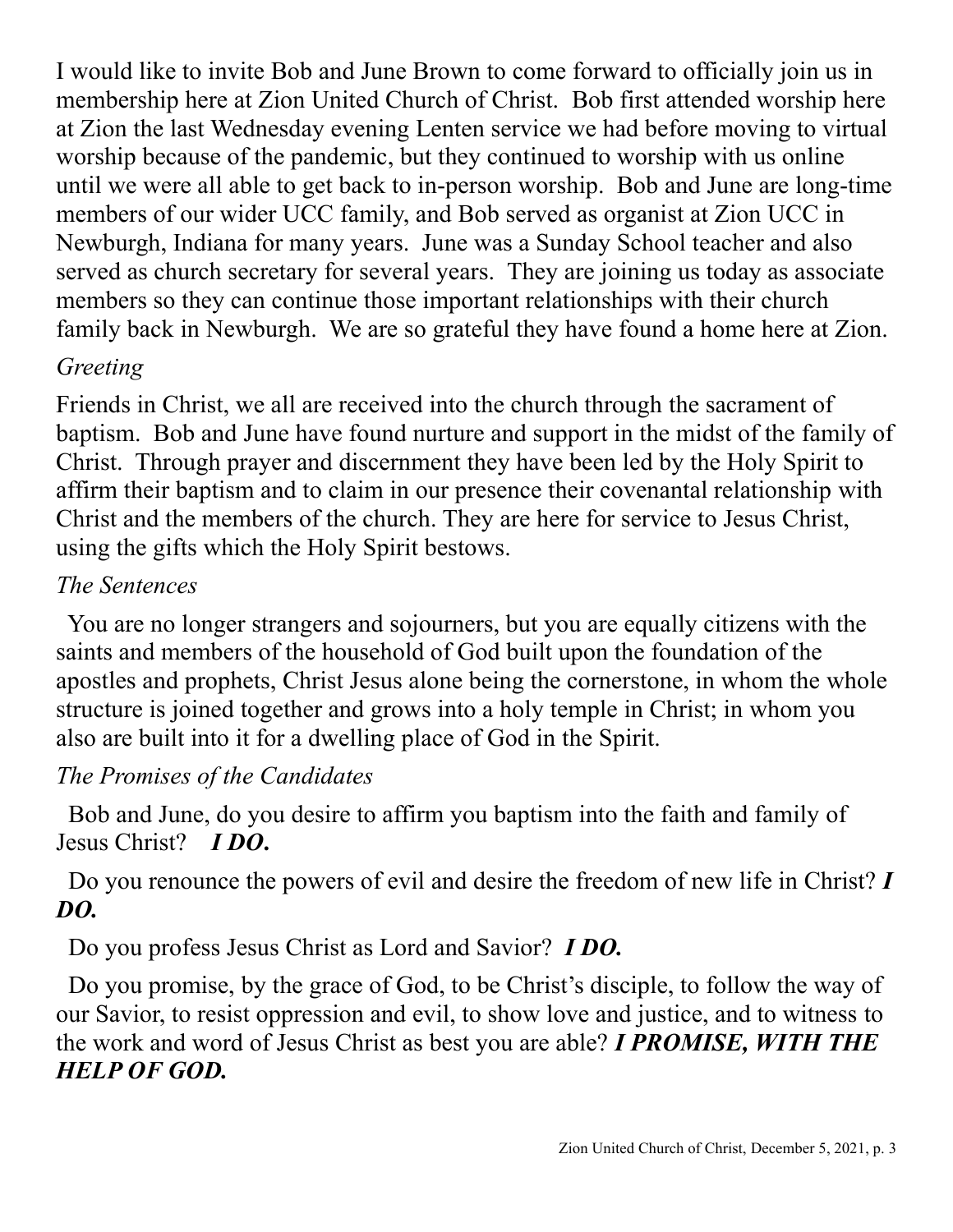I would like to invite Bob and June Brown to come forward to officially join us in membership here at Zion United Church of Christ. Bob first attended worship here at Zion the last Wednesday evening Lenten service we had before moving to virtual worship because of the pandemic, but they continued to worship with us online until we were all able to get back to in-person worship. Bob and June are long-time members of our wider UCC family, and Bob served as organist at Zion UCC in Newburgh, Indiana for many years. June was a Sunday School teacher and also served as church secretary for several years. They are joining us today as associate members so they can continue those important relationships with their church family back in Newburgh. We are so grateful they have found a home here at Zion.

*Greeting*

Friends in Christ, we all are received into the church through the sacrament of baptism. Bob and June have found nurture and support in the midst of the family of Christ. Through prayer and discernment they have been led by the Holy Spirit to affirm their baptism and to claim in our presence their covenantal relationship with Christ and the members of the church. They are here for service to Jesus Christ, using the gifts which the Holy Spirit bestows.

*The Sentences*

You are no longer strangers and sojourners, but you are equally citizens with the saints and members of the household of God built upon the foundation of the apostles and prophets, Christ Jesus alone being the cornerstone, in whom the whole structure is joined together and grows into a holy temple in Christ; in whom you also are built into it for a dwelling place of God in the Spirit.

*The Promises of the Candidates*

Bob and June, do you desire to affirm you baptism into the faith and family of Jesus Christ? ***I DO.***

Do you renounce the powers of evil and desire the freedom of new life in Christ? ***I DO.***

Do you profess Jesus Christ as Lord and Savior? ***I DO.***

Do you promise, by the grace of God, to be Christ's disciple, to follow the way of our Savior, to resist oppression and evil, to show love and justice, and to witness to the work and word of Jesus Christ as best you are able? ***I PROMISE, WITH THE HELP OF GOD.***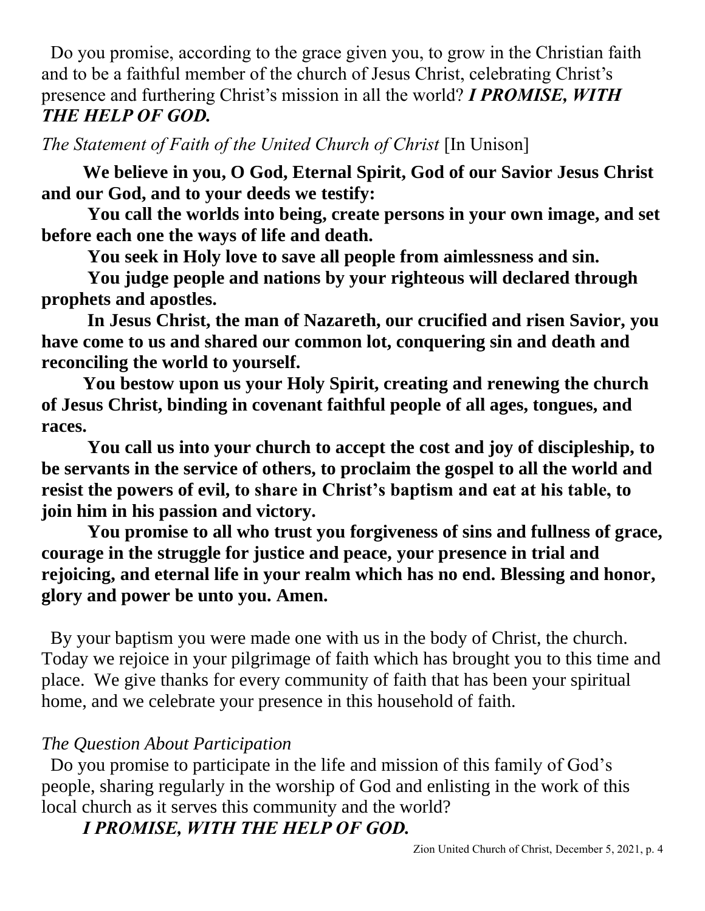Do you promise, according to the grace given you, to grow in the Christian faith and to be a faithful member of the church of Jesus Christ, celebrating Christ's presence and furthering Christ's mission in all the world? ***I PROMISE, WITH THE HELP OF GOD.***

*The Statement of Faith of the United Church of Christ* [In Unison]

**We believe in you, O God, Eternal Spirit, God of our Savior Jesus Christ and our God, and to your deeds we testify:**

**You call the worlds into being, create persons in your own image, and set before each one the ways of life and death.**

**You seek in Holy love to save all people from aimlessness and sin.**

**You judge people and nations by your righteous will declared through prophets and apostles.**

**In Jesus Christ, the man of Nazareth, our crucified and risen Savior, you have come to us and shared our common lot, conquering sin and death and reconciling the world to yourself.**

**You bestow upon us your Holy Spirit, creating and renewing the church of Jesus Christ, binding in covenant faithful people of all ages, tongues, and races.**

**You call us into your church to accept the cost and joy of discipleship, to be servants in the service of others, to proclaim the gospel to all the world and resist the powers of evil, to share in Christ's baptism and eat at his table, to join him in his passion and victory.**

**You promise to all who trust you forgiveness of sins and fullness of grace, courage in the struggle for justice and peace, your presence in trial and rejoicing, and eternal life in your realm which has no end. Blessing and honor, glory and power be unto you. Amen.**

By your baptism you were made one with us in the body of Christ, the church. Today we rejoice in your pilgrimage of faith which has brought you to this time and place. We give thanks for every community of faith that has been your spiritual home, and we celebrate your presence in this household of faith.

*The Question About Participation*

Do you promise to participate in the life and mission of this family of God's people, sharing regularly in the worship of God and enlisting in the work of this local church as it serves this community and the world?

***I PROMISE, WITH THE HELP OF GOD.***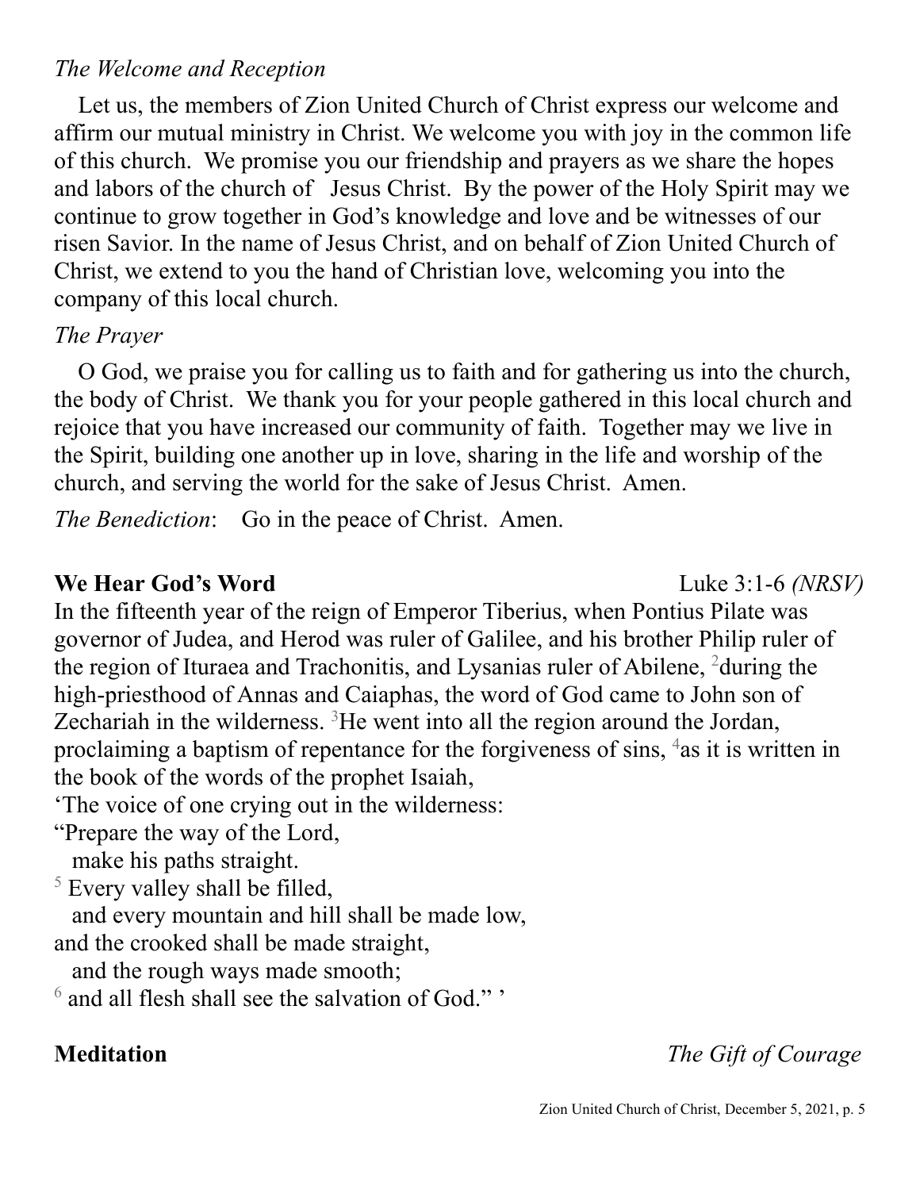*The Welcome and Reception*

Let us, the members of Zion United Church of Christ express our welcome and affirm our mutual ministry in Christ. We welcome you with joy in the common life of this church. We promise you our friendship and prayers as we share the hopes and labors of the church of Jesus Christ. By the power of the Holy Spirit may we continue to grow together in God's knowledge and love and be witnesses of our risen Savior. In the name of Jesus Christ, and on behalf of Zion United Church of Christ, we extend to you the hand of Christian love, welcoming you into the company of this local church.

*The Prayer*

O God, we praise you for calling us to faith and for gathering us into the church, the body of Christ. We thank you for your people gathered in this local church and rejoice that you have increased our community of faith. Together may we live in the Spirit, building one another up in love, sharing in the life and worship of the church, and serving the world for the sake of Jesus Christ. Amen.

*The Benediction*: Go in the peace of Christ. Amen.

**We Hear God's Word** Luke 3:1-6 *(NRSV)*

In the fifteenth year of the reign of Emperor Tiberius, when Pontius Pilate was governor of Judea, and Herod was ruler of Galilee, and his brother Philip ruler of the region of Ituraea and Trachonitis, and Lysanias ruler of Abilene, [2]during the high-priesthood of Annas and Caiaphas, the word of God came to John son of Zechariah in the wilderness. [3]He went into all the region around the Jordan, proclaiming a baptism of repentance for the forgiveness of sins, [4]as it is written in the book of the words of the prophet Isaiah,

'The voice of one crying out in the wilderness:
"Prepare the way of the Lord,
 make his paths straight.
[5] Every valley shall be filled,
 and every mountain and hill shall be made low,
and the crooked shall be made straight,
 and the rough ways made smooth;
[6] and all flesh shall see the salvation of God." '

**Meditation** *The Gift of Courage*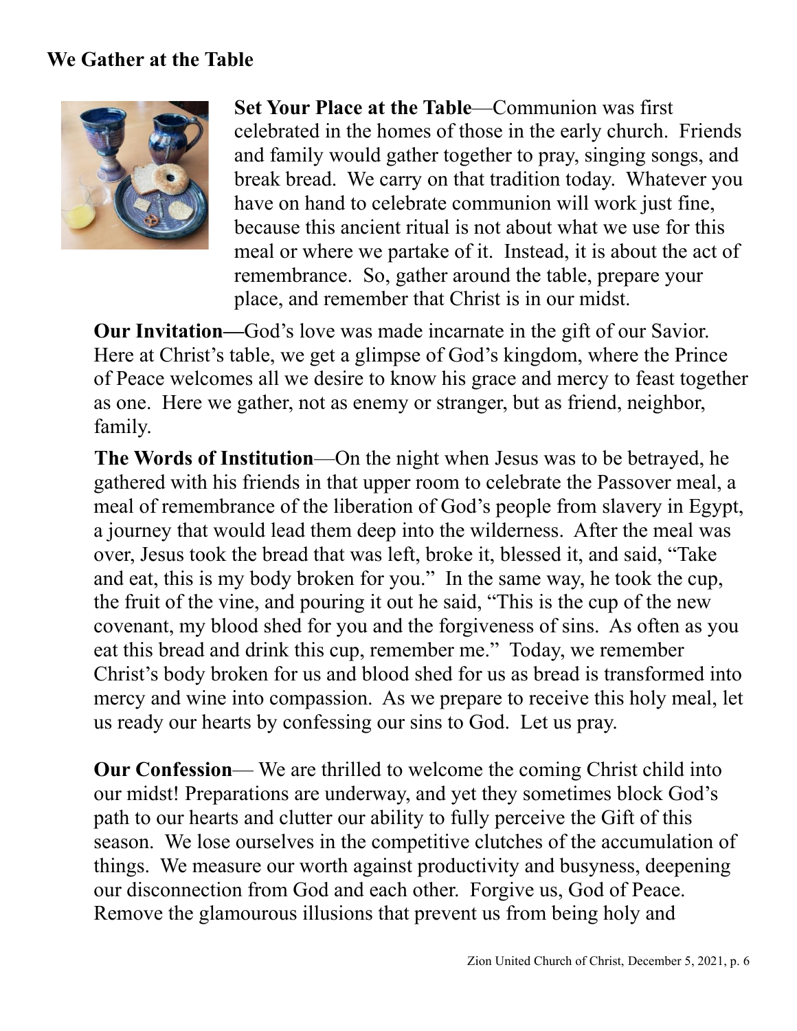## We Gather at the Table

**Set Your Place at the Table**—Communion was first celebrated in the homes of those in the early church. Friends and family would gather together to pray, singing songs, and break bread. We carry on that tradition today. Whatever you have on hand to celebrate communion will work just fine, because this ancient ritual is not about what we use for this meal or where we partake of it. Instead, it is about the act of remembrance. So, gather around the table, prepare your place, and remember that Christ is in our midst.

**Our Invitation—**God's love was made incarnate in the gift of our Savior. Here at Christ's table, we get a glimpse of God's kingdom, where the Prince of Peace welcomes all we desire to know his grace and mercy to feast together as one. Here we gather, not as enemy or stranger, but as friend, neighbor, family.

**The Words of Institution**—On the night when Jesus was to be betrayed, he gathered with his friends in that upper room to celebrate the Passover meal, a meal of remembrance of the liberation of God's people from slavery in Egypt, a journey that would lead them deep into the wilderness. After the meal was over, Jesus took the bread that was left, broke it, blessed it, and said, "Take and eat, this is my body broken for you." In the same way, he took the cup, the fruit of the vine, and pouring it out he said, "This is the cup of the new covenant, my blood shed for you and the forgiveness of sins. As often as you eat this bread and drink this cup, remember me." Today, we remember Christ's body broken for us and blood shed for us as bread is transformed into mercy and wine into compassion. As we prepare to receive this holy meal, let us ready our hearts by confessing our sins to God. Let us pray.

**Our Confession**— We are thrilled to welcome the coming Christ child into our midst! Preparations are underway, and yet they sometimes block God's path to our hearts and clutter our ability to fully perceive the Gift of this season. We lose ourselves in the competitive clutches of the accumulation of things. We measure our worth against productivity and busyness, deepening our disconnection from God and each other. Forgive us, God of Peace. Remove the glamourous illusions that prevent us from being holy and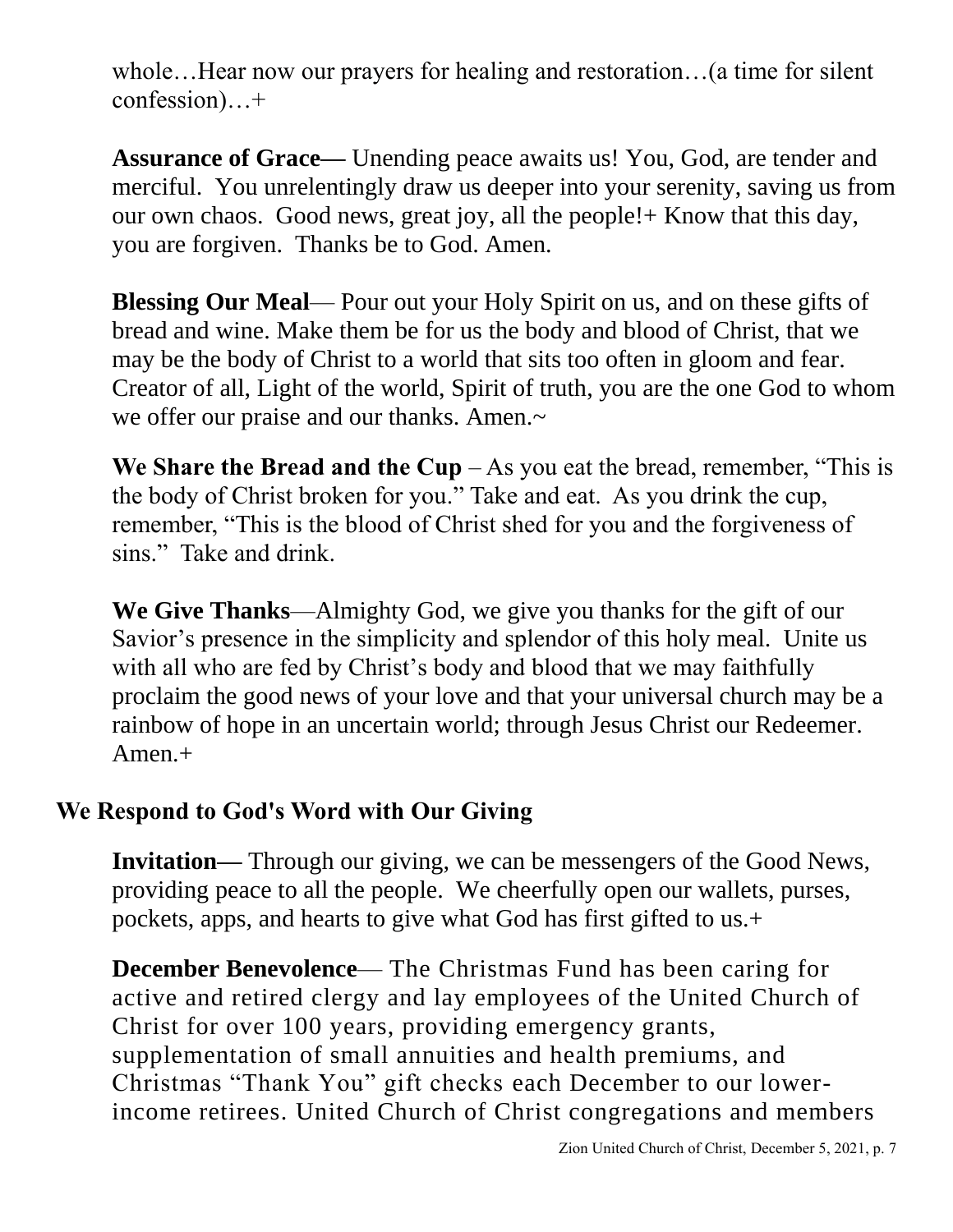whole…Hear now our prayers for healing and restoration…(a time for silent confession)…+

**Assurance of Grace—** Unending peace awaits us! You, God, are tender and merciful. You unrelentingly draw us deeper into your serenity, saving us from our own chaos. Good news, great joy, all the people!+ Know that this day, you are forgiven. Thanks be to God. Amen.

**Blessing Our Meal**— Pour out your Holy Spirit on us, and on these gifts of bread and wine. Make them be for us the body and blood of Christ, that we may be the body of Christ to a world that sits too often in gloom and fear. Creator of all, Light of the world, Spirit of truth, you are the one God to whom we offer our praise and our thanks. Amen.~

**We Share the Bread and the Cup** – As you eat the bread, remember, "This is the body of Christ broken for you." Take and eat. As you drink the cup, remember, "This is the blood of Christ shed for you and the forgiveness of sins." Take and drink.

**We Give Thanks**—Almighty God, we give you thanks for the gift of our Savior's presence in the simplicity and splendor of this holy meal. Unite us with all who are fed by Christ's body and blood that we may faithfully proclaim the good news of your love and that your universal church may be a rainbow of hope in an uncertain world; through Jesus Christ our Redeemer. Amen.+

## We Respond to God's Word with Our Giving

**Invitation—** Through our giving, we can be messengers of the Good News, providing peace to all the people. We cheerfully open our wallets, purses, pockets, apps, and hearts to give what God has first gifted to us.+

**December Benevolence**— The Christmas Fund has been caring for active and retired clergy and lay employees of the United Church of Christ for over 100 years, providing emergency grants, supplementation of small annuities and health premiums, and Christmas "Thank You" gift checks each December to our lower-income retirees. United Church of Christ congregations and members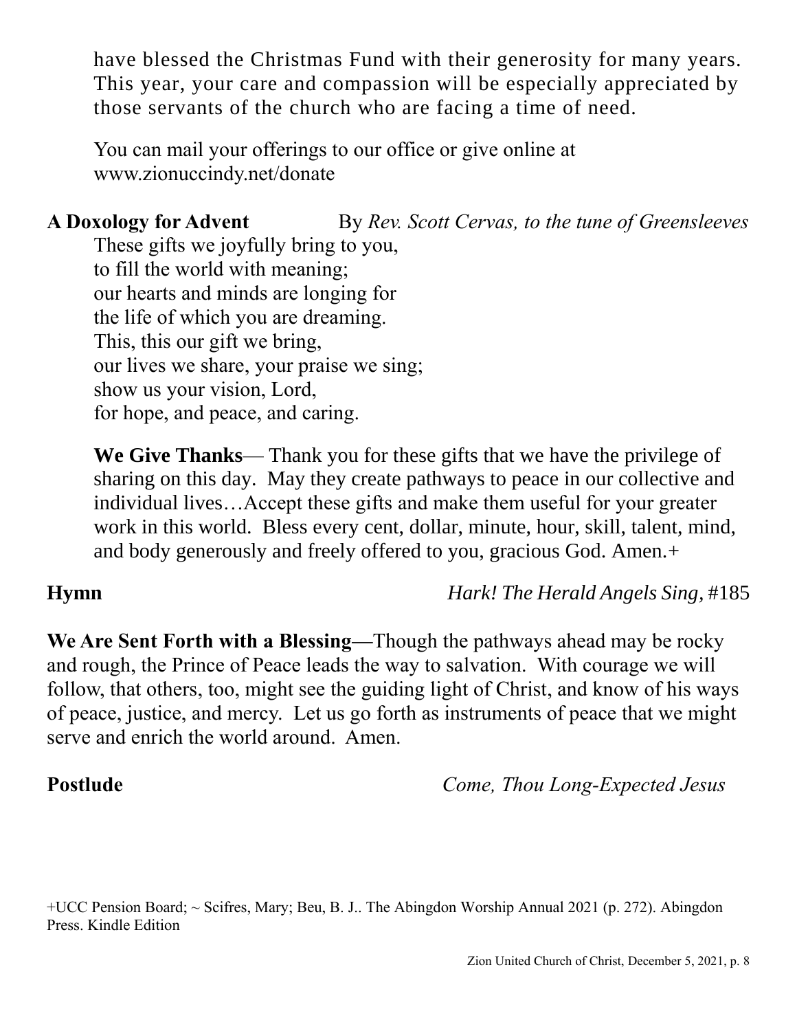have blessed the Christmas Fund with their generosity for many years. This year, your care and compassion will be especially appreciated by those servants of the church who are facing a time of need.

You can mail your offerings to our office or give online at www.zionuccindy.net/donate

**A Doxology for Advent** By *Rev. Scott Cervas, to the tune of Greensleeves*

These gifts we joyfully bring to you,
to fill the world with meaning;
our hearts and minds are longing for
the life of which you are dreaming.
This, this our gift we bring,
our lives we share, your praise we sing;
show us your vision, Lord,
for hope, and peace, and caring.

**We Give Thanks**— Thank you for these gifts that we have the privilege of sharing on this day. May they create pathways to peace in our collective and individual lives…Accept these gifts and make them useful for your greater work in this world. Bless every cent, dollar, minute, hour, skill, talent, mind, and body generously and freely offered to you, gracious God. Amen.+

**Hymn** *Hark! The Herald Angels Sing,* #185

**We Are Sent Forth with a Blessing—**Though the pathways ahead may be rocky and rough, the Prince of Peace leads the way to salvation. With courage we will follow, that others, too, might see the guiding light of Christ, and know of his ways of peace, justice, and mercy. Let us go forth as instruments of peace that we might serve and enrich the world around. Amen.

**Postlude** *Come, Thou Long-Expected Jesus*

+UCC Pension Board; ~ Scifres, Mary; Beu, B. J.. The Abingdon Worship Annual 2021 (p. 272). Abingdon Press. Kindle Edition